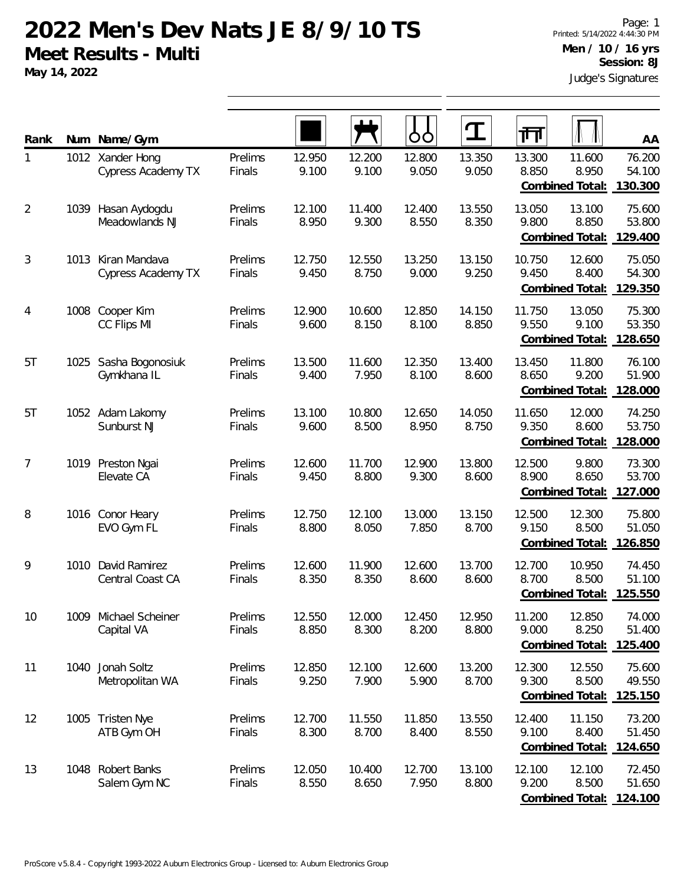# 2022 Men's Dev Nats JE 8/9/10 TS

## Meet Results - Multi

**May 14, 2022**

Printed: 5/14/2022 4:44:30 PM

**Men / 10 / 16 yrs**

**Session: 8J**

Judge's Signatures

| Rank | Num | Name/Gym | | Floor | Pommel Horse | Rings | Vault | Parallel Bars | High Bar | AA |
|---|---|---|---|---|---|---|---|---|---|---|
| 1 | 1012 | Xander Hong<br>Cypress Academy TX | Prelims<br>Finals | 12.950<br>9.100 | 12.200<br>9.100 | 12.800<br>9.050 | 13.350<br>9.050 | 13.300<br>8.850 | 11.600<br>8.950 | 76.200<br>54.100 |
| | | | | | | | | | **Combined Total:** | **130.300** |
| 2 | 1039 | Hasan Aydogdu<br>Meadowlands NJ | Prelims<br>Finals | 12.100<br>8.950 | 11.400<br>9.300 | 12.400<br>8.550 | 13.550<br>8.350 | 13.050<br>9.800 | 13.100<br>8.850 | 75.600<br>53.800 |
| | | | | | | | | | **Combined Total:** | **129.400** |
| 3 | 1013 | Kiran Mandava<br>Cypress Academy TX | Prelims<br>Finals | 12.750<br>9.450 | 12.550<br>8.750 | 13.250<br>9.000 | 13.150<br>9.250 | 10.750<br>9.450 | 12.600<br>8.400 | 75.050<br>54.300 |
| | | | | | | | | | **Combined Total:** | **129.350** |
| 4 | 1008 | Cooper Kim<br>CC Flips MI | Prelims<br>Finals | 12.900<br>9.600 | 10.600<br>8.150 | 12.850<br>8.100 | 14.150<br>8.850 | 11.750<br>9.550 | 13.050<br>9.100 | 75.300<br>53.350 |
| | | | | | | | | | **Combined Total:** | **128.650** |
| 5T | 1025 | Sasha Bogonosiuk<br>Gymkhana IL | Prelims<br>Finals | 13.500<br>9.400 | 11.600<br>7.950 | 12.350<br>8.100 | 13.400<br>8.600 | 13.450<br>8.650 | 11.800<br>9.200 | 76.100<br>51.900 |
| | | | | | | | | | **Combined Total:** | **128.000** |
| 5T | 1052 | Adam Lakomy<br>Sunburst NJ | Prelims<br>Finals | 13.100<br>9.600 | 10.800<br>8.500 | 12.650<br>8.950 | 14.050<br>8.750 | 11.650<br>9.350 | 12.000<br>8.600 | 74.250<br>53.750 |
| | | | | | | | | | **Combined Total:** | **128.000** |
| 7 | 1019 | Preston Ngai<br>Elevate CA | Prelims<br>Finals | 12.600<br>9.450 | 11.700<br>8.800 | 12.900<br>9.300 | 13.800<br>8.600 | 12.500<br>8.900 | 9.800<br>8.650 | 73.300<br>53.700 |
| | | | | | | | | | **Combined Total:** | **127.000** |
| 8 | 1016 | Conor Heary<br>EVO Gym FL | Prelims<br>Finals | 12.750<br>8.800 | 12.100<br>8.050 | 13.000<br>7.850 | 13.150<br>8.700 | 12.500<br>9.150 | 12.300<br>8.500 | 75.800<br>51.050 |
| | | | | | | | | | **Combined Total:** | **126.850** |
| 9 | 1010 | David Ramirez<br>Central Coast CA | Prelims<br>Finals | 12.600<br>8.350 | 11.900<br>8.350 | 12.600<br>8.600 | 13.700<br>8.600 | 12.700<br>8.700 | 10.950<br>8.500 | 74.450<br>51.100 |
| | | | | | | | | | **Combined Total:** | **125.550** |
| 10 | 1009 | Michael Scheiner<br>Capital VA | Prelims<br>Finals | 12.550<br>8.850 | 12.000<br>8.300 | 12.450<br>8.200 | 12.950<br>8.800 | 11.200<br>9.000 | 12.850<br>8.250 | 74.000<br>51.400 |
| | | | | | | | | | **Combined Total:** | **125.400** |
| 11 | 1040 | Jonah Soltz<br>Metropolitan WA | Prelims<br>Finals | 12.850<br>9.250 | 12.100<br>7.900 | 12.600<br>5.900 | 13.200<br>8.700 | 12.300<br>9.300 | 12.550<br>8.500 | 75.600<br>49.550 |
| | | | | | | | | | **Combined Total:** | **125.150** |
| 12 | 1005 | Tristen Nye<br>ATB Gym OH | Prelims<br>Finals | 12.700<br>8.300 | 11.550<br>8.700 | 11.850<br>8.400 | 13.550<br>8.550 | 12.400<br>9.100 | 11.150<br>8.400 | 73.200<br>51.450 |
| | | | | | | | | | **Combined Total:** | **124.650** |
| 13 | 1048 | Robert Banks<br>Salem Gym NC | Prelims<br>Finals | 12.050<br>8.550 | 10.400<br>8.650 | 12.700<br>7.950 | 13.100<br>8.800 | 12.100<br>9.200 | 12.100<br>8.500 | 72.450<br>51.650 |
| | | | | | | | | | **Combined Total:** | **124.100** |

ProScore v5.8.4 - Copyright 1993-2022 Auburn Electronics Group - Licensed to: Auburn Electronics Group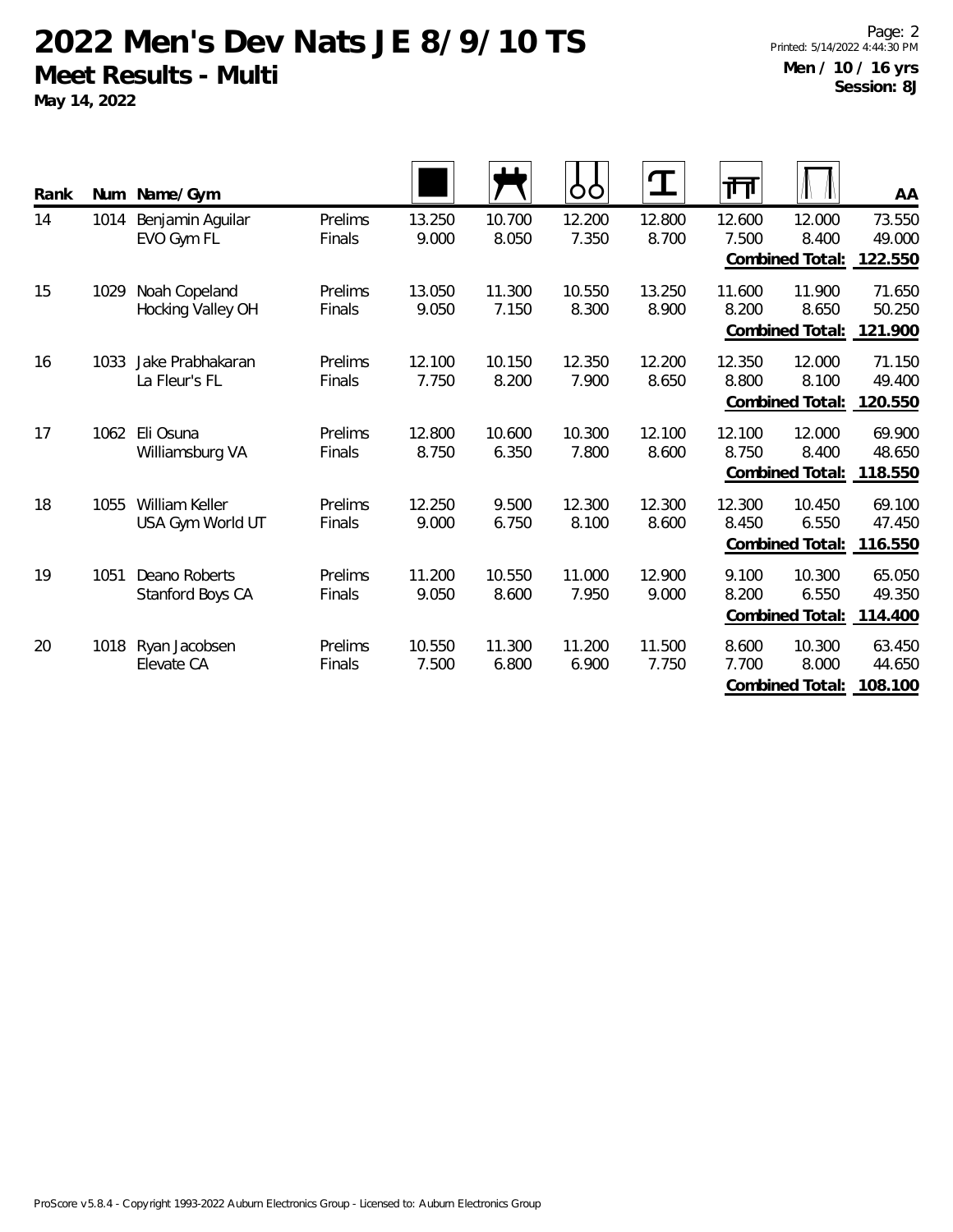# 2022 Men's Dev Nats JE 8/9/10 TS

## Meet Results - Multi

**May 14, 2022**

Printed: 5/14/2022 4:44:30 PM

**Men / 10 / 16 yrs**
**Session: 8J**

| Rank | Num | Name/Gym | | Floor | Pommel Horse | Rings | Vault | Parallel Bars | High Bar | AA |
|---|---|---|---|---|---|---|---|---|---|---|
| 14 | 1014 | Benjamin Aguilar<br>EVO Gym FL | Prelims<br>Finals | 13.250<br>9.000 | 10.700<br>8.050 | 12.200<br>7.350 | 12.800<br>8.700 | 12.600<br>7.500 | 12.000<br>8.400 | 73.550<br>49.000 |
| | | | | | | | | | **Combined Total:** | **122.550** |
| 15 | 1029 | Noah Copeland<br>Hocking Valley OH | Prelims<br>Finals | 13.050<br>9.050 | 11.300<br>7.150 | 10.550<br>8.300 | 13.250<br>8.900 | 11.600<br>8.200 | 11.900<br>8.650 | 71.650<br>50.250 |
| | | | | | | | | | **Combined Total:** | **121.900** |
| 16 | 1033 | Jake Prabhakaran<br>La Fleur's FL | Prelims<br>Finals | 12.100<br>7.750 | 10.150<br>8.200 | 12.350<br>7.900 | 12.200<br>8.650 | 12.350<br>8.800 | 12.000<br>8.100 | 71.150<br>49.400 |
| | | | | | | | | | **Combined Total:** | **120.550** |
| 17 | 1062 | Eli Osuna<br>Williamsburg VA | Prelims<br>Finals | 12.800<br>8.750 | 10.600<br>6.350 | 10.300<br>7.800 | 12.100<br>8.600 | 12.100<br>8.750 | 12.000<br>8.400 | 69.900<br>48.650 |
| | | | | | | | | | **Combined Total:** | **118.550** |
| 18 | 1055 | William Keller<br>USA Gym World UT | Prelims<br>Finals | 12.250<br>9.000 | 9.500<br>6.750 | 12.300<br>8.100 | 12.300<br>8.600 | 12.300<br>8.450 | 10.450<br>6.550 | 69.100<br>47.450 |
| | | | | | | | | | **Combined Total:** | **116.550** |
| 19 | 1051 | Deano Roberts<br>Stanford Boys CA | Prelims<br>Finals | 11.200<br>9.050 | 10.550<br>8.600 | 11.000<br>7.950 | 12.900<br>9.000 | 9.100<br>8.200 | 10.300<br>6.550 | 65.050<br>49.350 |
| | | | | | | | | | **Combined Total:** | **114.400** |
| 20 | 1018 | Ryan Jacobsen<br>Elevate CA | Prelims<br>Finals | 10.550<br>7.500 | 11.300<br>6.800 | 11.200<br>6.900 | 11.500<br>7.750 | 8.600<br>7.700 | 10.300<br>8.000 | 63.450<br>44.650 |
| | | | | | | | | | **Combined Total:** | **108.100** |

ProScore v5.8.4 - Copyright 1993-2022 Auburn Electronics Group - Licensed to: Auburn Electronics Group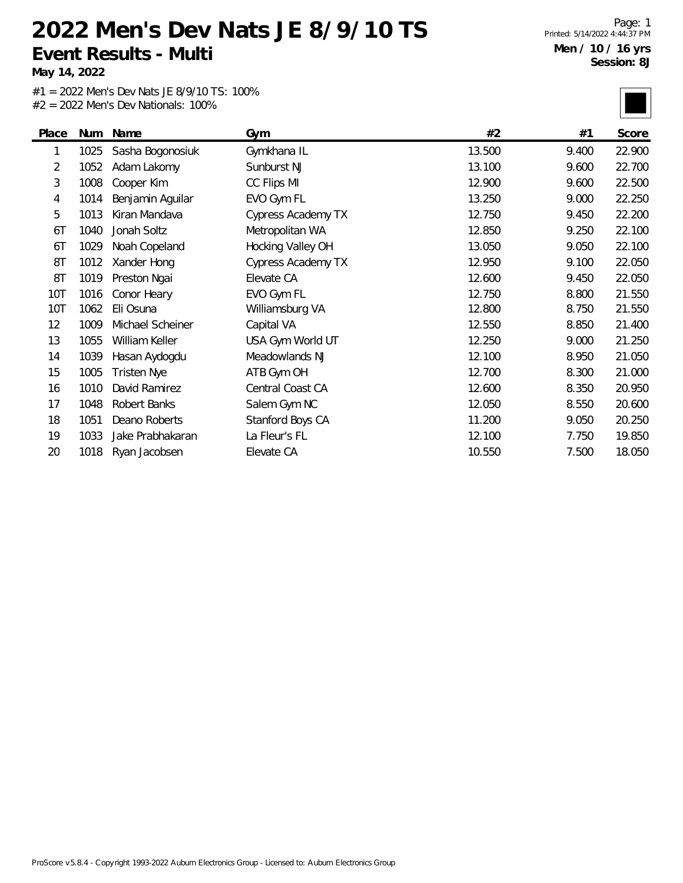# 2022 Men's Dev Nats JE 8/9/10 TS

## Event Results - Multi

**May 14, 2022**

**Men / 10 / 16 yrs**
**Session: 8J**

#1 = 2022 Men's Dev Nats JE 8/9/10 TS: 100%
#2 = 2022 Men's Dev Nationals: 100%

| Place | Num | Name | Gym | #2 | #1 | Score |
|---|---|---|---|---|---|---|
| 1 | 1025 | Sasha Bogonosiuk | Gymkhana IL | 13.500 | 9.400 | 22.900 |
| 2 | 1052 | Adam Lakomy | Sunburst NJ | 13.100 | 9.600 | 22.700 |
| 3 | 1008 | Cooper Kim | CC Flips MI | 12.900 | 9.600 | 22.500 |
| 4 | 1014 | Benjamin Aguilar | EVO Gym FL | 13.250 | 9.000 | 22.250 |
| 5 | 1013 | Kiran Mandava | Cypress Academy TX | 12.750 | 9.450 | 22.200 |
| 6T | 1040 | Jonah Soltz | Metropolitan WA | 12.850 | 9.250 | 22.100 |
| 6T | 1029 | Noah Copeland | Hocking Valley OH | 13.050 | 9.050 | 22.100 |
| 8T | 1012 | Xander Hong | Cypress Academy TX | 12.950 | 9.100 | 22.050 |
| 8T | 1019 | Preston Ngai | Elevate CA | 12.600 | 9.450 | 22.050 |
| 10T | 1016 | Conor Heary | EVO Gym FL | 12.750 | 8.800 | 21.550 |
| 10T | 1062 | Eli Osuna | Williamsburg VA | 12.800 | 8.750 | 21.550 |
| 12 | 1009 | Michael Scheiner | Capital VA | 12.550 | 8.850 | 21.400 |
| 13 | 1055 | William Keller | USA Gym World UT | 12.250 | 9.000 | 21.250 |
| 14 | 1039 | Hasan Aydogdu | Meadowlands NJ | 12.100 | 8.950 | 21.050 |
| 15 | 1005 | Tristen Nye | ATB Gym OH | 12.700 | 8.300 | 21.000 |
| 16 | 1010 | David Ramirez | Central Coast CA | 12.600 | 8.350 | 20.950 |
| 17 | 1048 | Robert Banks | Salem Gym NC | 12.050 | 8.550 | 20.600 |
| 18 | 1051 | Deano Roberts | Stanford Boys CA | 11.200 | 9.050 | 20.250 |
| 19 | 1033 | Jake Prabhakaran | La Fleur's FL | 12.100 | 7.750 | 19.850 |
| 20 | 1018 | Ryan Jacobsen | Elevate CA | 10.550 | 7.500 | 18.050 |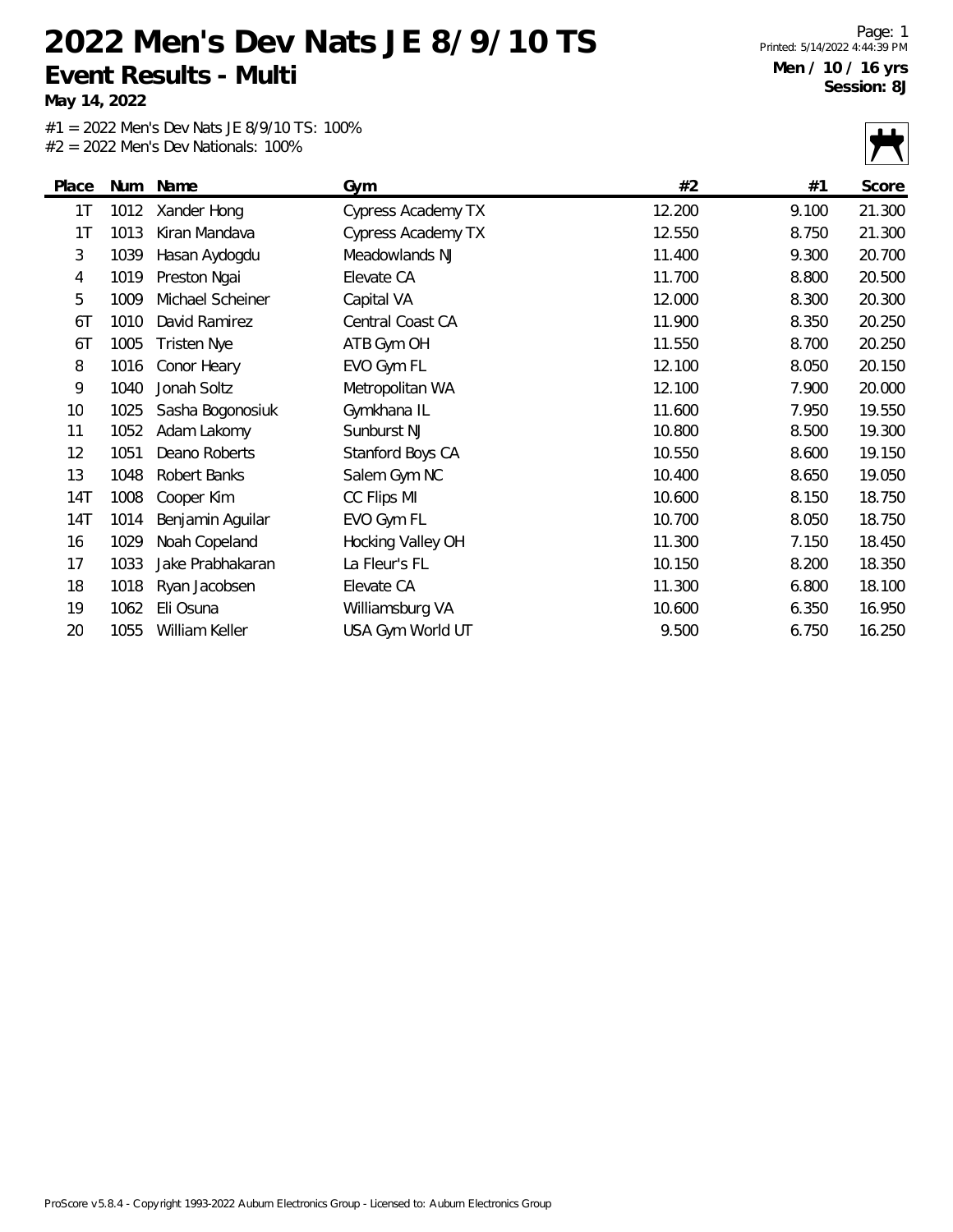# 2022 Men's Dev Nats JE 8/9/10 TS

## Event Results - Multi

**May 14, 2022**

**Men / 10 / 16 yrs**
**Session: 8J**

#1 = 2022 Men's Dev Nats JE 8/9/10 TS: 100%
#2 = 2022 Men's Dev Nationals: 100%

| Place | Num | Name | Gym | #2 | #1 | Score |
|---|---|---|---|---|---|---|
| 1T | 1012 | Xander Hong | Cypress Academy TX | 12.200 | 9.100 | 21.300 |
| 1T | 1013 | Kiran Mandava | Cypress Academy TX | 12.550 | 8.750 | 21.300 |
| 3 | 1039 | Hasan Aydogdu | Meadowlands NJ | 11.400 | 9.300 | 20.700 |
| 4 | 1019 | Preston Ngai | Elevate CA | 11.700 | 8.800 | 20.500 |
| 5 | 1009 | Michael Scheiner | Capital VA | 12.000 | 8.300 | 20.300 |
| 6T | 1010 | David Ramirez | Central Coast CA | 11.900 | 8.350 | 20.250 |
| 6T | 1005 | Tristen Nye | ATB Gym OH | 11.550 | 8.700 | 20.250 |
| 8 | 1016 | Conor Heary | EVO Gym FL | 12.100 | 8.050 | 20.150 |
| 9 | 1040 | Jonah Soltz | Metropolitan WA | 12.100 | 7.900 | 20.000 |
| 10 | 1025 | Sasha Bogonosiuk | Gymkhana IL | 11.600 | 7.950 | 19.550 |
| 11 | 1052 | Adam Lakomy | Sunburst NJ | 10.800 | 8.500 | 19.300 |
| 12 | 1051 | Deano Roberts | Stanford Boys CA | 10.550 | 8.600 | 19.150 |
| 13 | 1048 | Robert Banks | Salem Gym NC | 10.400 | 8.650 | 19.050 |
| 14T | 1008 | Cooper Kim | CC Flips MI | 10.600 | 8.150 | 18.750 |
| 14T | 1014 | Benjamin Aguilar | EVO Gym FL | 10.700 | 8.050 | 18.750 |
| 16 | 1029 | Noah Copeland | Hocking Valley OH | 11.300 | 7.150 | 18.450 |
| 17 | 1033 | Jake Prabhakaran | La Fleur's FL | 10.150 | 8.200 | 18.350 |
| 18 | 1018 | Ryan Jacobsen | Elevate CA | 11.300 | 6.800 | 18.100 |
| 19 | 1062 | Eli Osuna | Williamsburg VA | 10.600 | 6.350 | 16.950 |
| 20 | 1055 | William Keller | USA Gym World UT | 9.500 | 6.750 | 16.250 |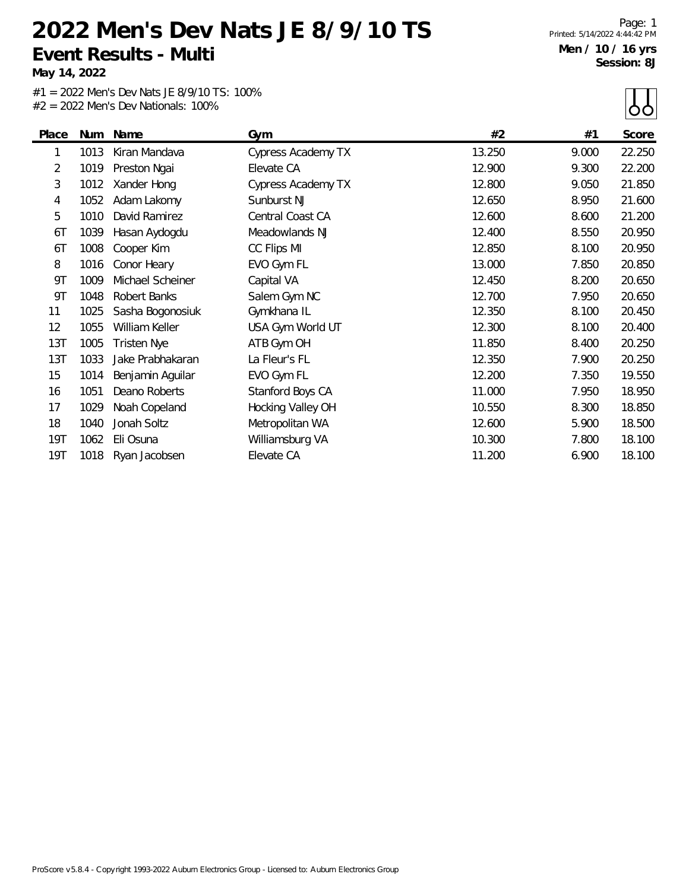# 2022 Men's Dev Nats JE 8/9/10 TS

## Event Results - Multi

**May 14, 2022**

**Men / 10 / 16 yrs**
**Session: 8J**

Printed: 5/14/2022 4:44:42 PM

#1 = 2022 Men's Dev Nats JE 8/9/10 TS: 100%
#2 = 2022 Men's Dev Nationals: 100%

| Place | Num | Name | Gym | #2 | #1 | Score |
|---|---|---|---|---|---|---|
| 1 | 1013 | Kiran Mandava | Cypress Academy TX | 13.250 | 9.000 | 22.250 |
| 2 | 1019 | Preston Ngai | Elevate CA | 12.900 | 9.300 | 22.200 |
| 3 | 1012 | Xander Hong | Cypress Academy TX | 12.800 | 9.050 | 21.850 |
| 4 | 1052 | Adam Lakomy | Sunburst NJ | 12.650 | 8.950 | 21.600 |
| 5 | 1010 | David Ramirez | Central Coast CA | 12.600 | 8.600 | 21.200 |
| 6T | 1039 | Hasan Aydogdu | Meadowlands NJ | 12.400 | 8.550 | 20.950 |
| 6T | 1008 | Cooper Kim | CC Flips MI | 12.850 | 8.100 | 20.950 |
| 8 | 1016 | Conor Heary | EVO Gym FL | 13.000 | 7.850 | 20.850 |
| 9T | 1009 | Michael Scheiner | Capital VA | 12.450 | 8.200 | 20.650 |
| 9T | 1048 | Robert Banks | Salem Gym NC | 12.700 | 7.950 | 20.650 |
| 11 | 1025 | Sasha Bogonosiuk | Gymkhana IL | 12.350 | 8.100 | 20.450 |
| 12 | 1055 | William Keller | USA Gym World UT | 12.300 | 8.100 | 20.400 |
| 13T | 1005 | Tristen Nye | ATB Gym OH | 11.850 | 8.400 | 20.250 |
| 13T | 1033 | Jake Prabhakaran | La Fleur's FL | 12.350 | 7.900 | 20.250 |
| 15 | 1014 | Benjamin Aguilar | EVO Gym FL | 12.200 | 7.350 | 19.550 |
| 16 | 1051 | Deano Roberts | Stanford Boys CA | 11.000 | 7.950 | 18.950 |
| 17 | 1029 | Noah Copeland | Hocking Valley OH | 10.550 | 8.300 | 18.850 |
| 18 | 1040 | Jonah Soltz | Metropolitan WA | 12.600 | 5.900 | 18.500 |
| 19T | 1062 | Eli Osuna | Williamsburg VA | 10.300 | 7.800 | 18.100 |
| 19T | 1018 | Ryan Jacobsen | Elevate CA | 11.200 | 6.900 | 18.100 |

ProScore v5.8.4 - Copyright 1993-2022 Auburn Electronics Group - Licensed to: Auburn Electronics Group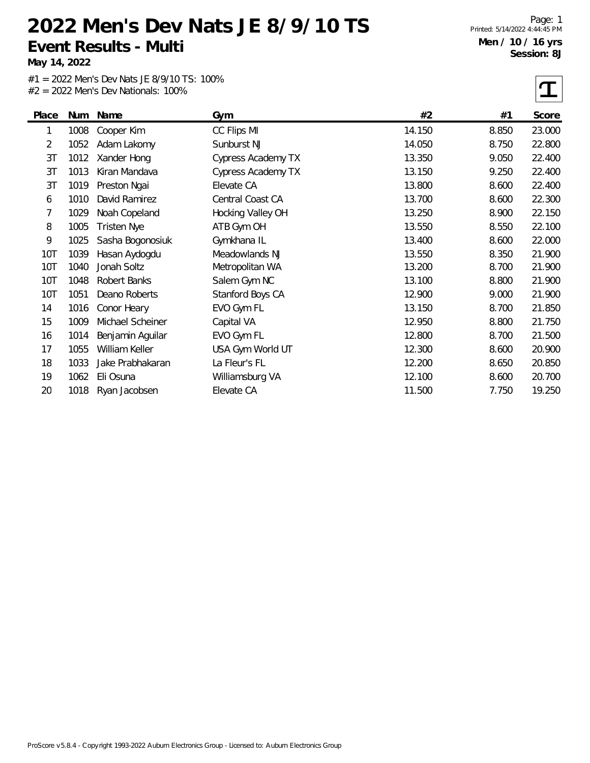# 2022 Men's Dev Nats JE 8/9/10 TS

## Event Results - Multi

**May 14, 2022**

Printed: 5/14/2022 4:44:45 PM

**Men / 10 / 16 yrs**
**Session: 8J**

#1 = 2022 Men's Dev Nats JE 8/9/10 TS: 100%
#2 = 2022 Men's Dev Nationals: 100%

| Place | Num | Name | Gym | #2 | #1 | Score |
|---|---|---|---|---|---|---|
| 1 | 1008 | Cooper Kim | CC Flips MI | 14.150 | 8.850 | 23.000 |
| 2 | 1052 | Adam Lakomy | Sunburst NJ | 14.050 | 8.750 | 22.800 |
| 3T | 1012 | Xander Hong | Cypress Academy TX | 13.350 | 9.050 | 22.400 |
| 3T | 1013 | Kiran Mandava | Cypress Academy TX | 13.150 | 9.250 | 22.400 |
| 3T | 1019 | Preston Ngai | Elevate CA | 13.800 | 8.600 | 22.400 |
| 6 | 1010 | David Ramirez | Central Coast CA | 13.700 | 8.600 | 22.300 |
| 7 | 1029 | Noah Copeland | Hocking Valley OH | 13.250 | 8.900 | 22.150 |
| 8 | 1005 | Tristen Nye | ATB Gym OH | 13.550 | 8.550 | 22.100 |
| 9 | 1025 | Sasha Bogonosiuk | Gymkhana IL | 13.400 | 8.600 | 22.000 |
| 10T | 1039 | Hasan Aydogdu | Meadowlands NJ | 13.550 | 8.350 | 21.900 |
| 10T | 1040 | Jonah Soltz | Metropolitan WA | 13.200 | 8.700 | 21.900 |
| 10T | 1048 | Robert Banks | Salem Gym NC | 13.100 | 8.800 | 21.900 |
| 10T | 1051 | Deano Roberts | Stanford Boys CA | 12.900 | 9.000 | 21.900 |
| 14 | 1016 | Conor Heary | EVO Gym FL | 13.150 | 8.700 | 21.850 |
| 15 | 1009 | Michael Scheiner | Capital VA | 12.950 | 8.800 | 21.750 |
| 16 | 1014 | Benjamin Aguilar | EVO Gym FL | 12.800 | 8.700 | 21.500 |
| 17 | 1055 | William Keller | USA Gym World UT | 12.300 | 8.600 | 20.900 |
| 18 | 1033 | Jake Prabhakaran | La Fleur's FL | 12.200 | 8.650 | 20.850 |
| 19 | 1062 | Eli Osuna | Williamsburg VA | 12.100 | 8.600 | 20.700 |
| 20 | 1018 | Ryan Jacobsen | Elevate CA | 11.500 | 7.750 | 19.250 |

ProScore v5.8.4 - Copyright 1993-2022 Auburn Electronics Group - Licensed to: Auburn Electronics Group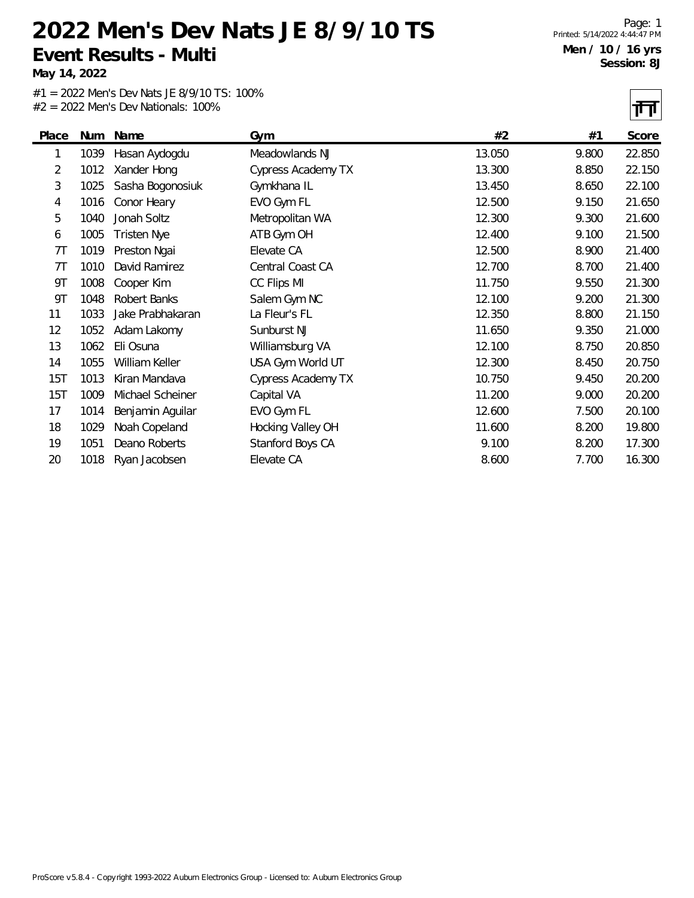# 2022 Men's Dev Nats JE 8/9/10 TS

## Event Results - Multi

**May 14, 2022**

**Men / 10 / 16 yrs**
**Session: 8J**

#1 = 2022 Men's Dev Nats JE 8/9/10 TS: 100%
#2 = 2022 Men's Dev Nationals: 100%

| Place | Num | Name | Gym | #2 | #1 | Score |
|---|---|---|---|---|---|---|
| 1 | 1039 | Hasan Aydogdu | Meadowlands NJ | 13.050 | 9.800 | 22.850 |
| 2 | 1012 | Xander Hong | Cypress Academy TX | 13.300 | 8.850 | 22.150 |
| 3 | 1025 | Sasha Bogonosiuk | Gymkhana IL | 13.450 | 8.650 | 22.100 |
| 4 | 1016 | Conor Heary | EVO Gym FL | 12.500 | 9.150 | 21.650 |
| 5 | 1040 | Jonah Soltz | Metropolitan WA | 12.300 | 9.300 | 21.600 |
| 6 | 1005 | Tristen Nye | ATB Gym OH | 12.400 | 9.100 | 21.500 |
| 7T | 1019 | Preston Ngai | Elevate CA | 12.500 | 8.900 | 21.400 |
| 7T | 1010 | David Ramirez | Central Coast CA | 12.700 | 8.700 | 21.400 |
| 9T | 1008 | Cooper Kim | CC Flips MI | 11.750 | 9.550 | 21.300 |
| 9T | 1048 | Robert Banks | Salem Gym NC | 12.100 | 9.200 | 21.300 |
| 11 | 1033 | Jake Prabhakaran | La Fleur's FL | 12.350 | 8.800 | 21.150 |
| 12 | 1052 | Adam Lakomy | Sunburst NJ | 11.650 | 9.350 | 21.000 |
| 13 | 1062 | Eli Osuna | Williamsburg VA | 12.100 | 8.750 | 20.850 |
| 14 | 1055 | William Keller | USA Gym World UT | 12.300 | 8.450 | 20.750 |
| 15T | 1013 | Kiran Mandava | Cypress Academy TX | 10.750 | 9.450 | 20.200 |
| 15T | 1009 | Michael Scheiner | Capital VA | 11.200 | 9.000 | 20.200 |
| 17 | 1014 | Benjamin Aguilar | EVO Gym FL | 12.600 | 7.500 | 20.100 |
| 18 | 1029 | Noah Copeland | Hocking Valley OH | 11.600 | 8.200 | 19.800 |
| 19 | 1051 | Deano Roberts | Stanford Boys CA | 9.100 | 8.200 | 17.300 |
| 20 | 1018 | Ryan Jacobsen | Elevate CA | 8.600 | 7.700 | 16.300 |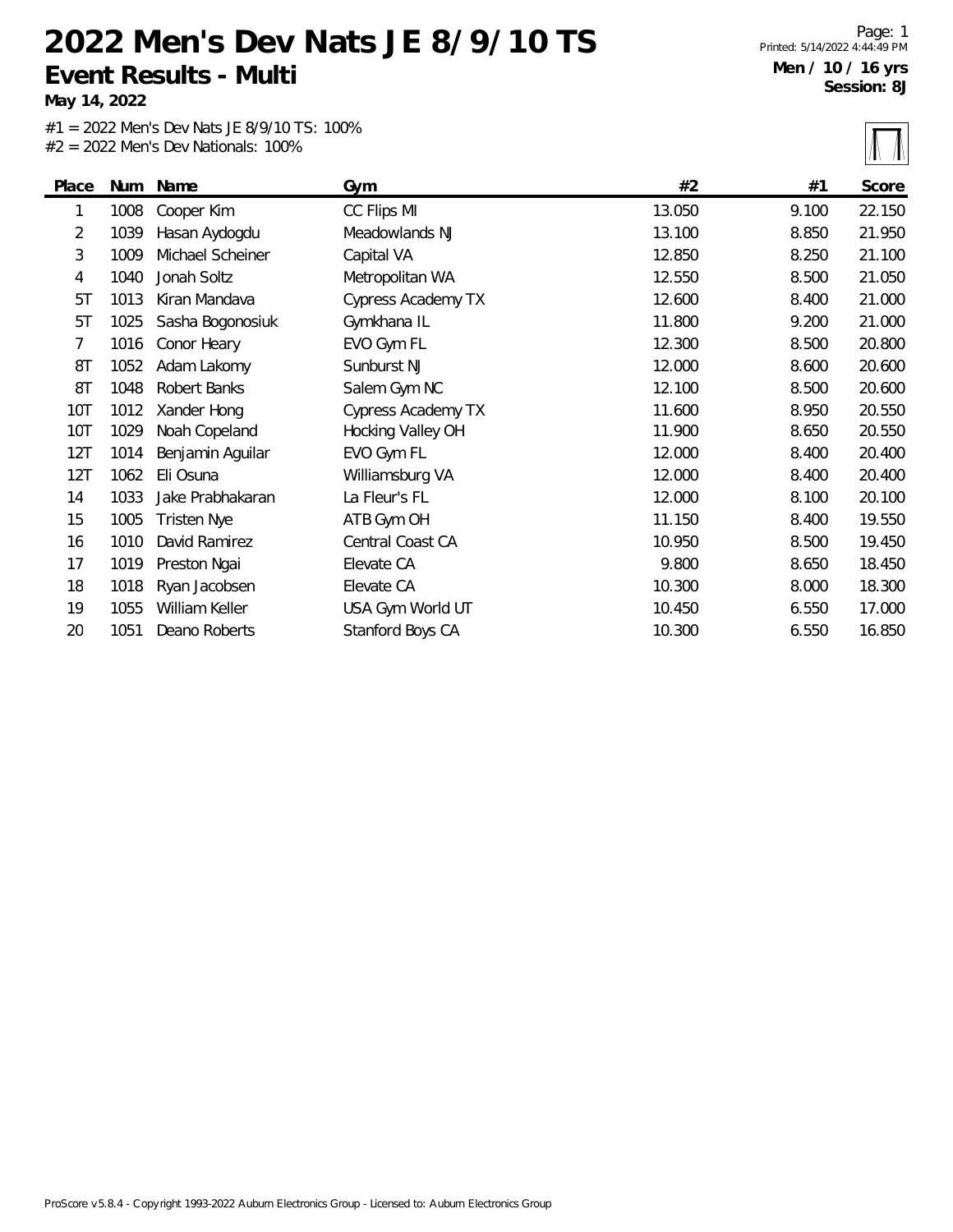# 2022 Men's Dev Nats JE 8/9/10 TS

**Event Results - Multi**

**May 14, 2022**

Printed: 5/14/2022 4:44:49 PM

**Men / 10 / 16 yrs**
**Session: 8J**

#1 = 2022 Men's Dev Nats JE 8/9/10 TS: 100%
#2 = 2022 Men's Dev Nationals: 100%

| Place | Num | Name | Gym | #2 | #1 | Score |
|---|---|---|---|---|---|---|
| 1 | 1008 | Cooper Kim | CC Flips MI | 13.050 | 9.100 | 22.150 |
| 2 | 1039 | Hasan Aydogdu | Meadowlands NJ | 13.100 | 8.850 | 21.950 |
| 3 | 1009 | Michael Scheiner | Capital VA | 12.850 | 8.250 | 21.100 |
| 4 | 1040 | Jonah Soltz | Metropolitan WA | 12.550 | 8.500 | 21.050 |
| 5T | 1013 | Kiran Mandava | Cypress Academy TX | 12.600 | 8.400 | 21.000 |
| 5T | 1025 | Sasha Bogonosiuk | Gymkhana IL | 11.800 | 9.200 | 21.000 |
| 7 | 1016 | Conor Heary | EVO Gym FL | 12.300 | 8.500 | 20.800 |
| 8T | 1052 | Adam Lakomy | Sunburst NJ | 12.000 | 8.600 | 20.600 |
| 8T | 1048 | Robert Banks | Salem Gym NC | 12.100 | 8.500 | 20.600 |
| 10T | 1012 | Xander Hong | Cypress Academy TX | 11.600 | 8.950 | 20.550 |
| 10T | 1029 | Noah Copeland | Hocking Valley OH | 11.900 | 8.650 | 20.550 |
| 12T | 1014 | Benjamin Aguilar | EVO Gym FL | 12.000 | 8.400 | 20.400 |
| 12T | 1062 | Eli Osuna | Williamsburg VA | 12.000 | 8.400 | 20.400 |
| 14 | 1033 | Jake Prabhakaran | La Fleur's FL | 12.000 | 8.100 | 20.100 |
| 15 | 1005 | Tristen Nye | ATB Gym OH | 11.150 | 8.400 | 19.550 |
| 16 | 1010 | David Ramirez | Central Coast CA | 10.950 | 8.500 | 19.450 |
| 17 | 1019 | Preston Ngai | Elevate CA | 9.800 | 8.650 | 18.450 |
| 18 | 1018 | Ryan Jacobsen | Elevate CA | 10.300 | 8.000 | 18.300 |
| 19 | 1055 | William Keller | USA Gym World UT | 10.450 | 6.550 | 17.000 |
| 20 | 1051 | Deano Roberts | Stanford Boys CA | 10.300 | 6.550 | 16.850 |

ProScore v5.8.4 - Copyright 1993-2022 Auburn Electronics Group - Licensed to: Auburn Electronics Group